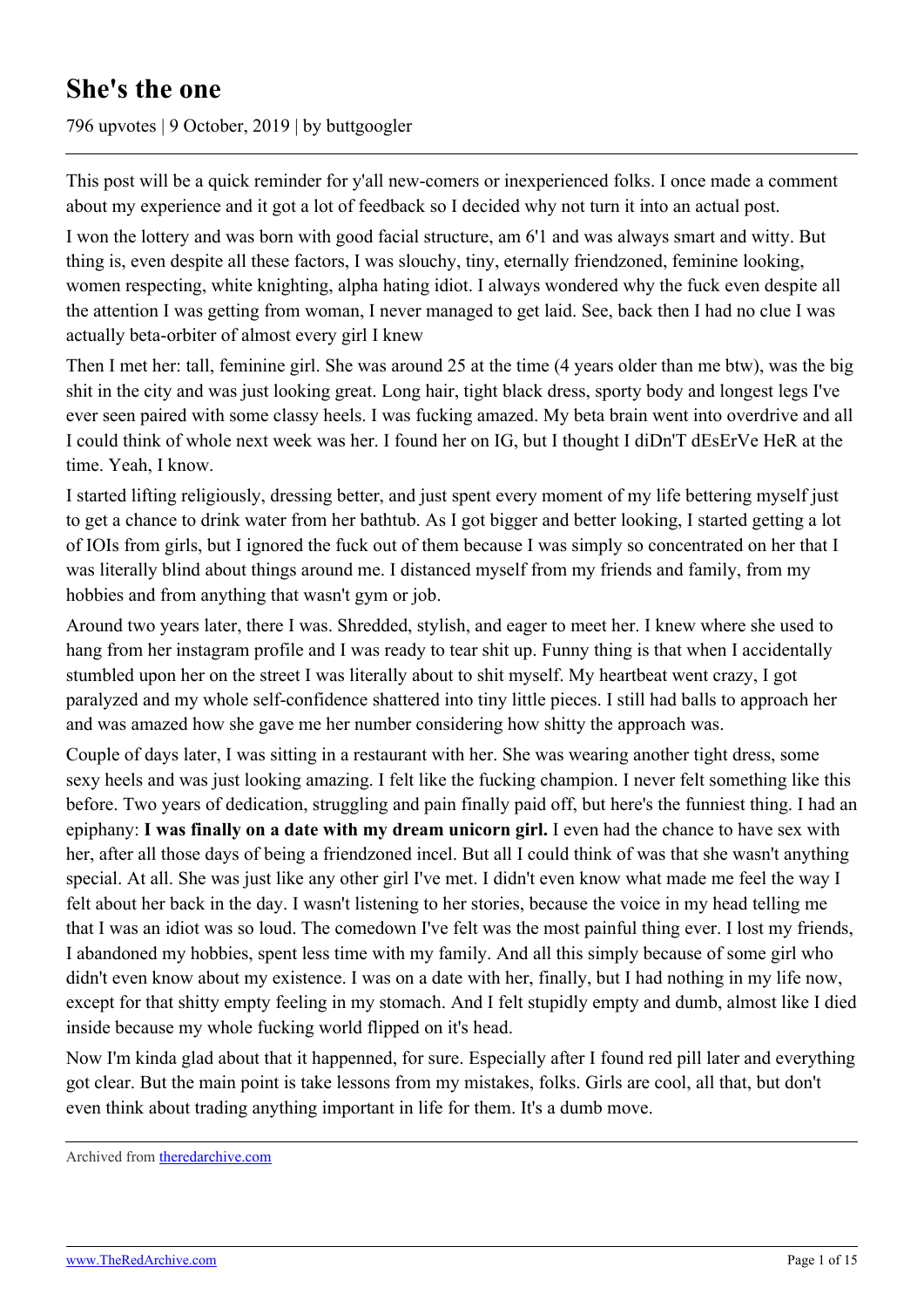# She's the one

796 upvotes | 9 October, 2019 | by buttgoogler

This post will be a quick reminder for y'all new-comers or inexperienced folks. I once made a comment about my experience and it got a lot of feedback so I decided why not turn it into an actual post.

I won the lottery and was born with good facial structure, am 6'1 and was always smart and witty. But thing is, even despite all these factors, I was slouchy, tiny, eternally friendzoned, feminine looking, women respecting, white knighting, alpha hating idiot. I always wondered why the fuck even despite all the attention I was getting from woman, I never managed to get laid. See, back then I had no clue I was actually beta-orbiter of almost every girl I knew

Then I met her: tall, feminine girl. She was around 25 at the time (4 years older than me btw), was the big shit in the city and was just looking great. Long hair, tight black dress, sporty body and longest legs I've ever seen paired with some classy heels. I was fucking amazed. My beta brain went into overdrive and all I could think of whole next week was her. I found her on IG, but I thought I diDn'T dEsErVe HeR at the time. Yeah, I know.

I started lifting religiously, dressing better, and just spent every moment of my life bettering myself just to get a chance to drink water from her bathtub. As I got bigger and better looking, I started getting a lot of IOIs from girls, but I ignored the fuck out of them because I was simply so concentrated on her that I was literally blind about things around me. I distanced myself from my friends and family, from my hobbies and from anything that wasn't gym or job.

Around two years later, there I was. Shredded, stylish, and eager to meet her. I knew where she used to hang from her instagram profile and I was ready to tear shit up. Funny thing is that when I accidentally stumbled upon her on the street I was literally about to shit myself. My heartbeat went crazy, I got paralyzed and my whole self-confidence shattered into tiny little pieces. I still had balls to approach her and was amazed how she gave me her number considering how shitty the approach was.

Couple of days later, I was sitting in a restaurant with her. She was wearing another tight dress, some sexy heels and was just looking amazing. I felt like the fucking champion. I never felt something like this before. Two years of dedication, struggling and pain finally paid off, but here's the funniest thing. I had an epiphany: **I was finally on a date with my dream unicorn girl.** I even had the chance to have sex with her, after all those days of being a friendzoned incel. But all I could think of was that she wasn't anything special. At all. She was just like any other girl I've met. I didn't even know what made me feel the way I felt about her back in the day. I wasn't listening to her stories, because the voice in my head telling me that I was an idiot was so loud. The comedown I've felt was the most painful thing ever. I lost my friends, I abandoned my hobbies, spent less time with my family. And all this simply because of some girl who didn't even know about my existence. I was on a date with her, finally, but I had nothing in my life now, except for that shitty empty feeling in my stomach. And I felt stupidly empty and dumb, almost like I died inside because my whole fucking world flipped on it's head.

Now I'm kinda glad about that it happenned, for sure. Especially after I found red pill later and everything got clear. But the main point is take lessons from my mistakes, folks. Girls are cool, all that, but don't even think about trading anything important in life for them. It's a dumb move.

Archived from [theredarchive.com](https://theredarchive.com)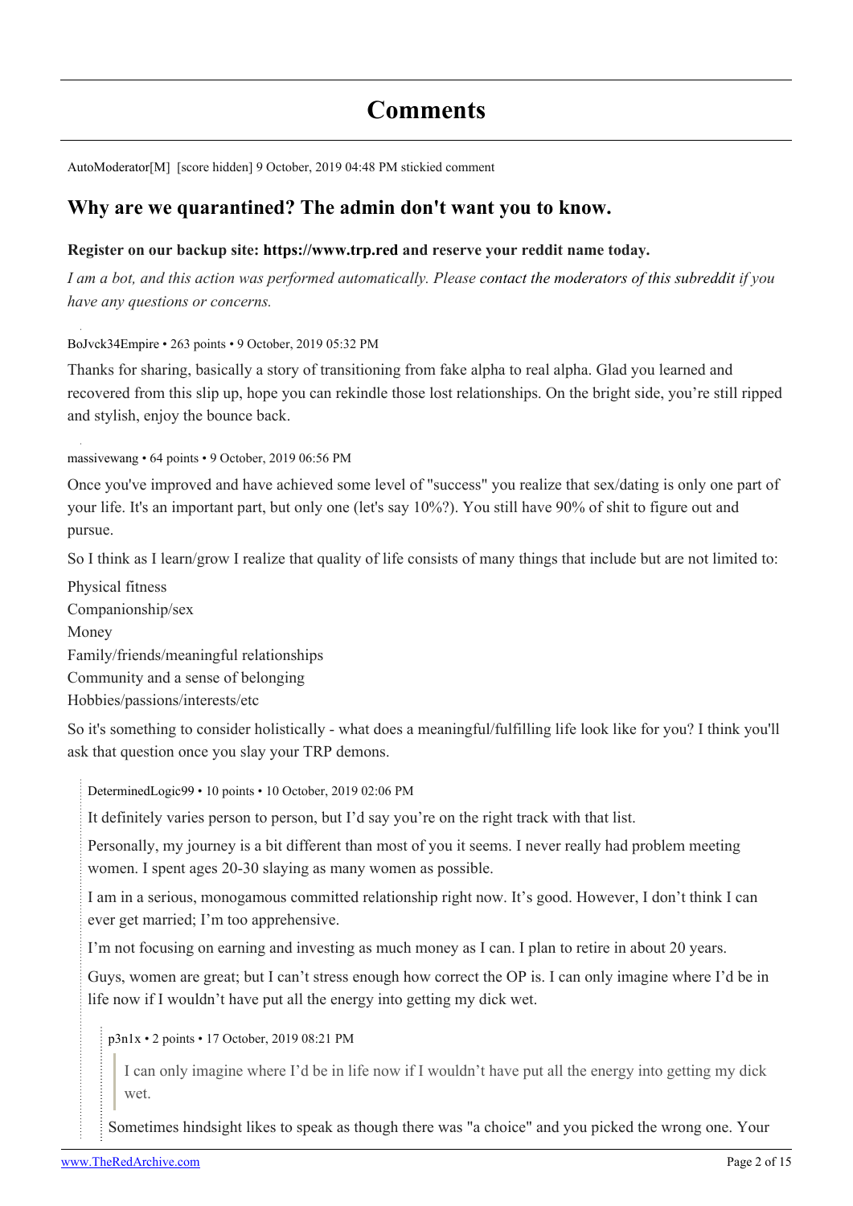# Comments

AutoModerator[M] [score hidden] 9 October, 2019 04:48 PM stickied comment

## Why are we quarantined? The admin don't want you to know.

**Register on our backup site: https://www.trp.red and reserve your reddit name today.**

*I am a bot, and this action was performed automatically. Please contact the moderators of this subreddit if you have any questions or concerns.*

BoJvck34Empire • 263 points • 9 October, 2019 05:32 PM

Thanks for sharing, basically a story of transitioning from fake alpha to real alpha. Glad you learned and recovered from this slip up, hope you can rekindle those lost relationships. On the bright side, you're still ripped and stylish, enjoy the bounce back.

massivewang • 64 points • 9 October, 2019 06:56 PM

Once you've improved and have achieved some level of "success" you realize that sex/dating is only one part of your life. It's an important part, but only one (let's say 10%?). You still have 90% of shit to figure out and pursue.

So I think as I learn/grow I realize that quality of life consists of many things that include but are not limited to:

Physical fitness
Companionship/sex
Money
Family/friends/meaningful relationships
Community and a sense of belonging
Hobbies/passions/interests/etc

So it's something to consider holistically - what does a meaningful/fulfilling life look like for you? I think you'll ask that question once you slay your TRP demons.

> DeterminedLogic99 • 10 points • 10 October, 2019 02:06 PM
>
> It definitely varies person to person, but I'd say you're on the right track with that list.
>
> Personally, my journey is a bit different than most of you it seems. I never really had problem meeting women. I spent ages 20-30 slaying as many women as possible.
>
> I am in a serious, monogamous committed relationship right now. It's good. However, I don't think I can ever get married; I'm too apprehensive.
>
> I'm not focusing on earning and investing as much money as I can. I plan to retire in about 20 years.
>
> Guys, women are great; but I can't stress enough how correct the OP is. I can only imagine where I'd be in life now if I wouldn't have put all the energy into getting my dick wet.
>
>> p3n1x • 2 points • 17 October, 2019 08:21 PM
>>
>>> I can only imagine where I'd be in life now if I wouldn't have put all the energy into getting my dick wet.
>>
>> Sometimes hindsight likes to speak as though there was "a choice" and you picked the wrong one. Your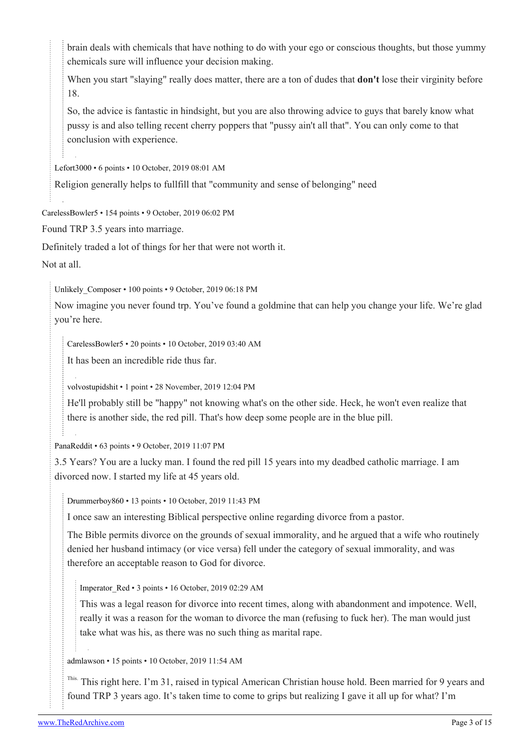brain deals with chemicals that have nothing to do with your ego or conscious thoughts, but those yummy chemicals sure will influence your decision making.

When you start "slaying" really does matter, there are a ton of dudes that **don't** lose their virginity before 18.

So, the advice is fantastic in hindsight, but you are also throwing advice to guys that barely know what pussy is and also telling recent cherry poppers that "pussy ain't all that". You can only come to that conclusion with experience.

Lefort3000 • 6 points • 10 October, 2019 08:01 AM

Religion generally helps to fullfill that "community and sense of belonging" need

CarelessBowler5 • 154 points • 9 October, 2019 06:02 PM

Found TRP 3.5 years into marriage.

Definitely traded a lot of things for her that were not worth it.

Not at all.

Unlikely_Composer • 100 points • 9 October, 2019 06:18 PM

Now imagine you never found trp. You've found a goldmine that can help you change your life. We're glad you're here.

CarelessBowler5 • 20 points • 10 October, 2019 03:40 AM

It has been an incredible ride thus far.

volvostupidshit • 1 point • 28 November, 2019 12:04 PM

He'll probably still be "happy" not knowing what's on the other side. Heck, he won't even realize that there is another side, the red pill. That's how deep some people are in the blue pill.

PanaReddit • 63 points • 9 October, 2019 11:07 PM

3.5 Years? You are a lucky man. I found the red pill 15 years into my deadbed catholic marriage. I am divorced now. I started my life at 45 years old.

Drummerboy860 • 13 points • 10 October, 2019 11:43 PM

I once saw an interesting Biblical perspective online regarding divorce from a pastor.

The Bible permits divorce on the grounds of sexual immorality, and he argued that a wife who routinely denied her husband intimacy (or vice versa) fell under the category of sexual immorality, and was therefore an acceptable reason to God for divorce.

Imperator_Red • 3 points • 16 October, 2019 02:29 AM

This was a legal reason for divorce into recent times, along with abandonment and impotence. Well, really it was a reason for the woman to divorce the man (refusing to fuck her). The man would just take what was his, as there was no such thing as marital rape.

admlawson • 15 points • 10 October, 2019 11:54 AM

This. This right here. I'm 31, raised in typical American Christian house hold. Been married for 9 years and found TRP 3 years ago. It's taken time to come to grips but realizing I gave it all up for what? I'm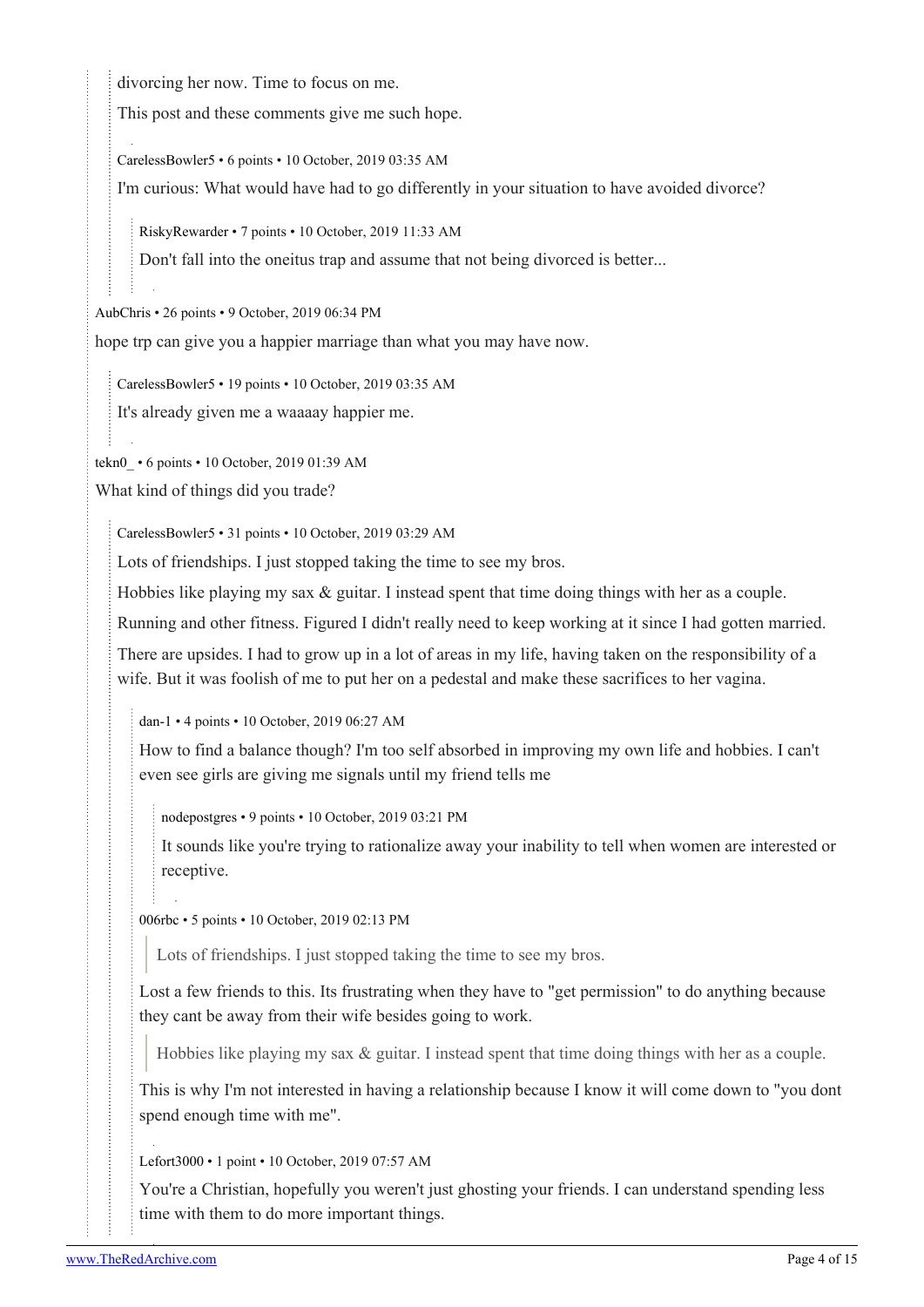divorcing her now. Time to focus on me.

This post and these comments give me such hope.

CarelessBowler5 • 6 points • 10 October, 2019 03:35 AM

I'm curious: What would have had to go differently in your situation to have avoided divorce?

RiskyRewarder • 7 points • 10 October, 2019 11:33 AM

Don't fall into the oneitus trap and assume that not being divorced is better...

AubChris • 26 points • 9 October, 2019 06:34 PM

hope trp can give you a happier marriage than what you may have now.

CarelessBowler5 • 19 points • 10 October, 2019 03:35 AM

It's already given me a waaaay happier me.

tekn0_ • 6 points • 10 October, 2019 01:39 AM

What kind of things did you trade?

CarelessBowler5 • 31 points • 10 October, 2019 03:29 AM

Lots of friendships. I just stopped taking the time to see my bros.

Hobbies like playing my sax & guitar. I instead spent that time doing things with her as a couple.

Running and other fitness. Figured I didn't really need to keep working at it since I had gotten married.

There are upsides. I had to grow up in a lot of areas in my life, having taken on the responsibility of a wife. But it was foolish of me to put her on a pedestal and make these sacrifices to her vagina.

dan-1 • 4 points • 10 October, 2019 06:27 AM

How to find a balance though? I'm too self absorbed in improving my own life and hobbies. I can't even see girls are giving me signals until my friend tells me

nodepostgres • 9 points • 10 October, 2019 03:21 PM

It sounds like you're trying to rationalize away your inability to tell when women are interested or receptive.

006rbc • 5 points • 10 October, 2019 02:13 PM

> Lots of friendships. I just stopped taking the time to see my bros.

Lost a few friends to this. Its frustrating when they have to "get permission" to do anything because they cant be away from their wife besides going to work.

> Hobbies like playing my sax & guitar. I instead spent that time doing things with her as a couple.

This is why I'm not interested in having a relationship because I know it will come down to "you dont spend enough time with me".

Lefort3000 • 1 point • 10 October, 2019 07:57 AM

You're a Christian, hopefully you weren't just ghosting your friends. I can understand spending less time with them to do more important things.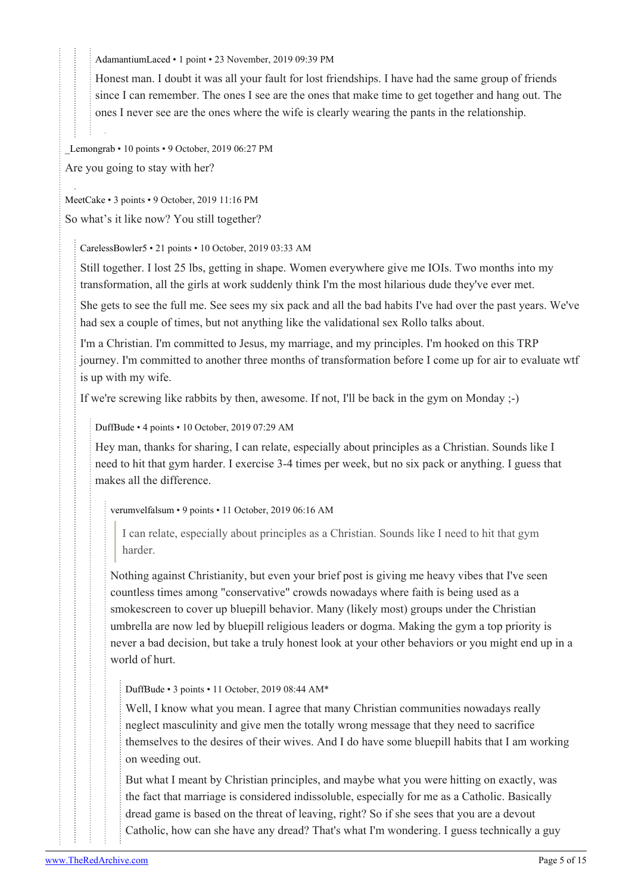AdamantiumLaced • 1 point • 23 November, 2019 09:39 PM

Honest man. I doubt it was all your fault for lost friendships. I have had the same group of friends since I can remember. The ones I see are the ones that make time to get together and hang out. The ones I never see are the ones where the wife is clearly wearing the pants in the relationship.

_Lemongrab • 10 points • 9 October, 2019 06:27 PM

Are you going to stay with her?

MeetCake • 3 points • 9 October, 2019 11:16 PM

So what's it like now? You still together?

CarelessBowler5 • 21 points • 10 October, 2019 03:33 AM

Still together. I lost 25 lbs, getting in shape. Women everywhere give me IOIs. Two months into my transformation, all the girls at work suddenly think I'm the most hilarious dude they've ever met.

She gets to see the full me. See sees my six pack and all the bad habits I've had over the past years. We've had sex a couple of times, but not anything like the validational sex Rollo talks about.

I'm a Christian. I'm committed to Jesus, my marriage, and my principles. I'm hooked on this TRP journey. I'm committed to another three months of transformation before I come up for air to evaluate wtf is up with my wife.

If we're screwing like rabbits by then, awesome. If not, I'll be back in the gym on Monday ;-)

DuffBude • 4 points • 10 October, 2019 07:29 AM

Hey man, thanks for sharing, I can relate, especially about principles as a Christian. Sounds like I need to hit that gym harder. I exercise 3-4 times per week, but no six pack or anything. I guess that makes all the difference.

verumvelfalsum • 9 points • 11 October, 2019 06:16 AM

> I can relate, especially about principles as a Christian. Sounds like I need to hit that gym harder.

Nothing against Christianity, but even your brief post is giving me heavy vibes that I've seen countless times among "conservative" crowds nowadays where faith is being used as a smokescreen to cover up bluepill behavior. Many (likely most) groups under the Christian umbrella are now led by bluepill religious leaders or dogma. Making the gym a top priority is never a bad decision, but take a truly honest look at your other behaviors or you might end up in a world of hurt.

DuffBude • 3 points • 11 October, 2019 08:44 AM*

Well, I know what you mean. I agree that many Christian communities nowadays really neglect masculinity and give men the totally wrong message that they need to sacrifice themselves to the desires of their wives. And I do have some bluepill habits that I am working on weeding out.

But what I meant by Christian principles, and maybe what you were hitting on exactly, was the fact that marriage is considered indissoluble, especially for me as a Catholic. Basically dread game is based on the threat of leaving, right? So if she sees that you are a devout Catholic, how can she have any dread? That's what I'm wondering. I guess technically a guy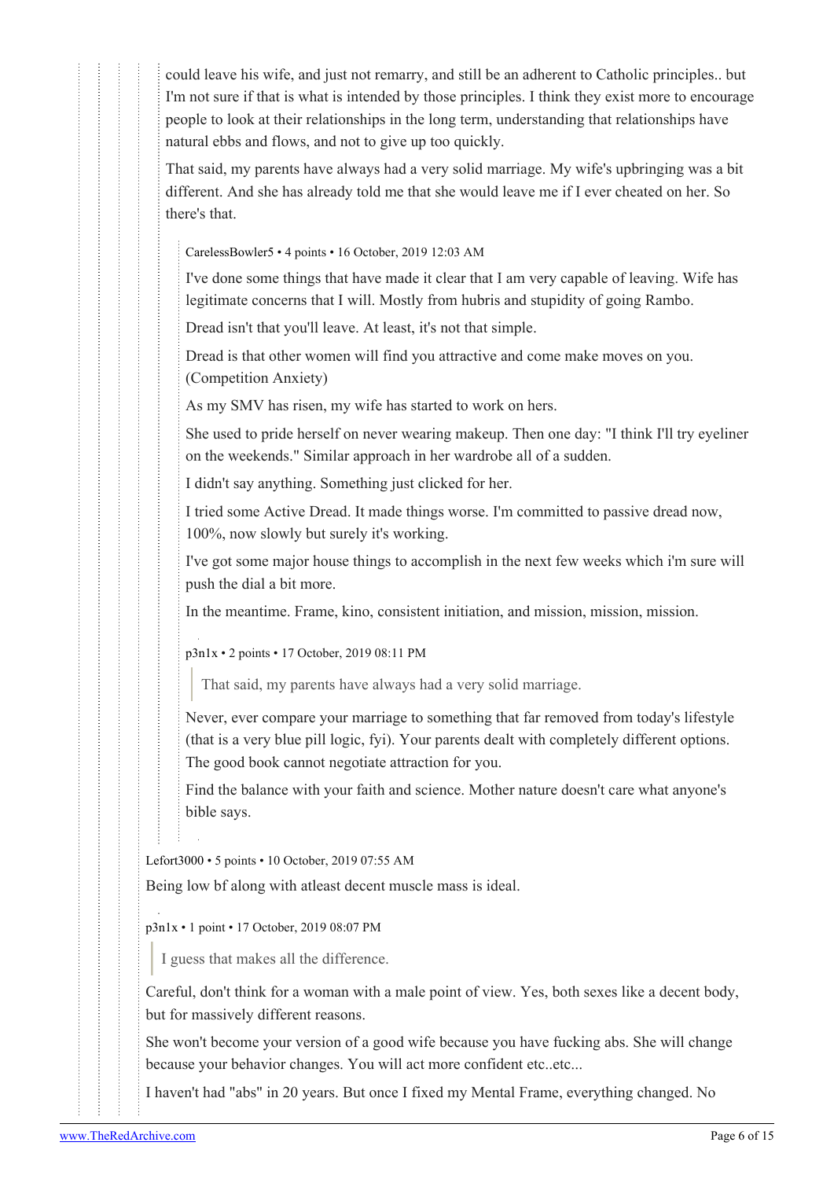could leave his wife, and just not remarry, and still be an adherent to Catholic principles.. but I'm not sure if that is what is intended by those principles. I think they exist more to encourage people to look at their relationships in the long term, understanding that relationships have natural ebbs and flows, and not to give up too quickly.

That said, my parents have always had a very solid marriage. My wife's upbringing was a bit different. And she has already told me that she would leave me if I ever cheated on her. So there's that.

CarelessBowler5 • 4 points • 16 October, 2019 12:03 AM

I've done some things that have made it clear that I am very capable of leaving. Wife has legitimate concerns that I will. Mostly from hubris and stupidity of going Rambo.

Dread isn't that you'll leave. At least, it's not that simple.

Dread is that other women will find you attractive and come make moves on you. (Competition Anxiety)

As my SMV has risen, my wife has started to work on hers.

She used to pride herself on never wearing makeup. Then one day: "I think I'll try eyeliner on the weekends." Similar approach in her wardrobe all of a sudden.

I didn't say anything. Something just clicked for her.

I tried some Active Dread. It made things worse. I'm committed to passive dread now, 100%, now slowly but surely it's working.

I've got some major house things to accomplish in the next few weeks which i'm sure will push the dial a bit more.

In the meantime. Frame, kino, consistent initiation, and mission, mission, mission.

p3n1x • 2 points • 17 October, 2019 08:11 PM

> That said, my parents have always had a very solid marriage.

Never, ever compare your marriage to something that far removed from today's lifestyle (that is a very blue pill logic, fyi). Your parents dealt with completely different options. The good book cannot negotiate attraction for you.

Find the balance with your faith and science. Mother nature doesn't care what anyone's bible says.

Lefort3000 • 5 points • 10 October, 2019 07:55 AM

Being low bf along with atleast decent muscle mass is ideal.

p3n1x • 1 point • 17 October, 2019 08:07 PM

> I guess that makes all the difference.

Careful, don't think for a woman with a male point of view. Yes, both sexes like a decent body, but for massively different reasons.

She won't become your version of a good wife because you have fucking abs. She will change because your behavior changes. You will act more confident etc..etc...

I haven't had "abs" in 20 years. But once I fixed my Mental Frame, everything changed. No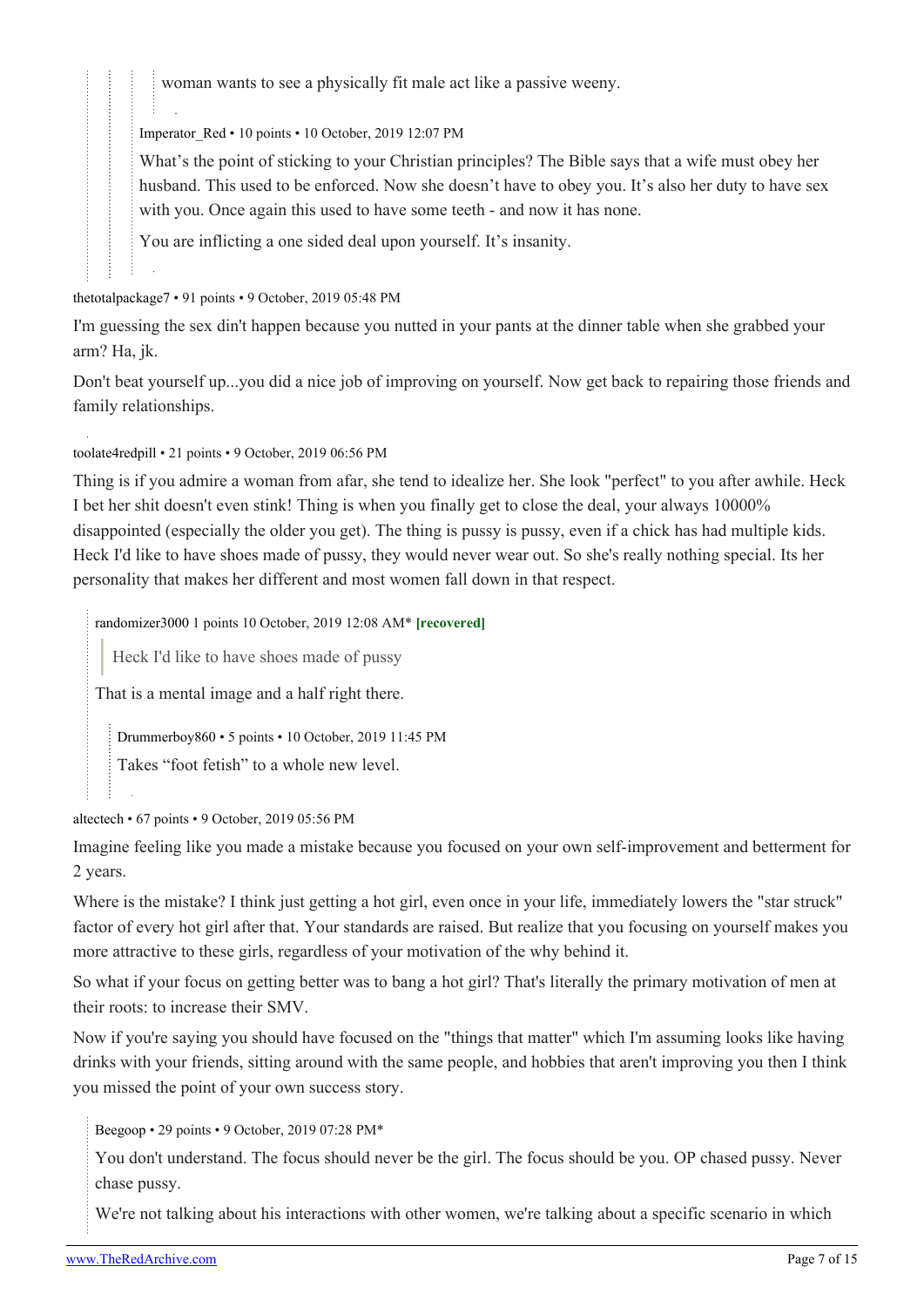> > > woman wants to see a physically fit male act like a passive weeny.

Imperator_Red • 10 points • 10 October, 2019 12:07 PM

What's the point of sticking to your Christian principles? The Bible says that a wife must obey her husband. This used to be enforced. Now she doesn't have to obey you. It's also her duty to have sex with you. Once again this used to have some teeth - and now it has none.

You are inflicting a one sided deal upon yourself. It's insanity.

thetotalpackage7 • 91 points • 9 October, 2019 05:48 PM

I'm guessing the sex din't happen because you nutted in your pants at the dinner table when she grabbed your arm? Ha, jk.

Don't beat yourself up...you did a nice job of improving on yourself. Now get back to repairing those friends and family relationships.

toolate4redpill • 21 points • 9 October, 2019 06:56 PM

Thing is if you admire a woman from afar, she tend to idealize her. She look "perfect" to you after awhile. Heck I bet her shit doesn't even stink! Thing is when you finally get to close the deal, your always 10000% disappointed (especially the older you get). The thing is pussy is pussy, even if a chick has had multiple kids. Heck I'd like to have shoes made of pussy, they would never wear out. So she's really nothing special. Its her personality that makes her different and most women fall down in that respect.

randomizer3000 1 points 10 October, 2019 12:08 AM* **[recovered]**

> Heck I'd like to have shoes made of pussy

That is a mental image and a half right there.

Drummerboy860 • 5 points • 10 October, 2019 11:45 PM

Takes "foot fetish" to a whole new level.

altectech • 67 points • 9 October, 2019 05:56 PM

Imagine feeling like you made a mistake because you focused on your own self-improvement and betterment for 2 years.

Where is the mistake? I think just getting a hot girl, even once in your life, immediately lowers the "star struck" factor of every hot girl after that. Your standards are raised. But realize that you focusing on yourself makes you more attractive to these girls, regardless of your motivation of the why behind it.

So what if your focus on getting better was to bang a hot girl? That's literally the primary motivation of men at their roots: to increase their SMV.

Now if you're saying you should have focused on the "things that matter" which I'm assuming looks like having drinks with your friends, sitting around with the same people, and hobbies that aren't improving you then I think you missed the point of your own success story.

Beegoop • 29 points • 9 October, 2019 07:28 PM*

You don't understand. The focus should never be the girl. The focus should be you. OP chased pussy. Never chase pussy.

We're not talking about his interactions with other women, we're talking about a specific scenario in which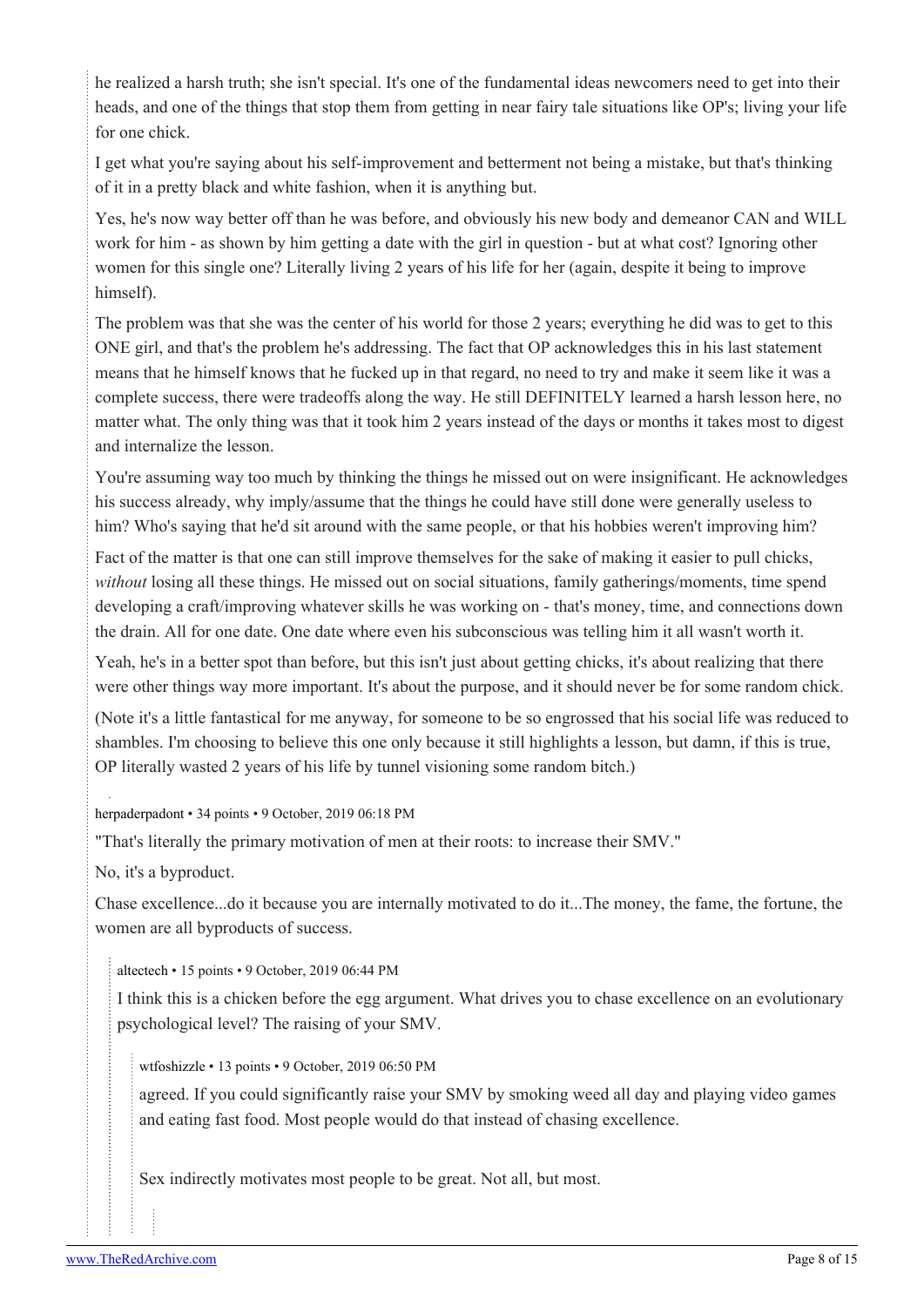he realized a harsh truth; she isn't special. It's one of the fundamental ideas newcomers need to get into their heads, and one of the things that stop them from getting in near fairy tale situations like OP's; living your life for one chick.

I get what you're saying about his self-improvement and betterment not being a mistake, but that's thinking of it in a pretty black and white fashion, when it is anything but.

Yes, he's now way better off than he was before, and obviously his new body and demeanor CAN and WILL work for him - as shown by him getting a date with the girl in question - but at what cost? Ignoring other women for this single one? Literally living 2 years of his life for her (again, despite it being to improve himself).

The problem was that she was the center of his world for those 2 years; everything he did was to get to this ONE girl, and that's the problem he's addressing. The fact that OP acknowledges this in his last statement means that he himself knows that he fucked up in that regard, no need to try and make it seem like it was a complete success, there were tradeoffs along the way. He still DEFINITELY learned a harsh lesson here, no matter what. The only thing was that it took him 2 years instead of the days or months it takes most to digest and internalize the lesson.

You're assuming way too much by thinking the things he missed out on were insignificant. He acknowledges his success already, why imply/assume that the things he could have still done were generally useless to him? Who's saying that he'd sit around with the same people, or that his hobbies weren't improving him?

Fact of the matter is that one can still improve themselves for the sake of making it easier to pull chicks, *without* losing all these things. He missed out on social situations, family gatherings/moments, time spend developing a craft/improving whatever skills he was working on - that's money, time, and connections down the drain. All for one date. One date where even his subconscious was telling him it all wasn't worth it.

Yeah, he's in a better spot than before, but this isn't just about getting chicks, it's about realizing that there were other things way more important. It's about the purpose, and it should never be for some random chick.

(Note it's a little fantastical for me anyway, for someone to be so engrossed that his social life was reduced to shambles. I'm choosing to believe this one only because it still highlights a lesson, but damn, if this is true, OP literally wasted 2 years of his life by tunnel visioning some random bitch.)

herpaderpadont • 34 points • 9 October, 2019 06:18 PM

"That's literally the primary motivation of men at their roots: to increase their SMV."

No, it's a byproduct.

Chase excellence...do it because you are internally motivated to do it...The money, the fame, the fortune, the women are all byproducts of success.

> altectech • 15 points • 9 October, 2019 06:44 PM
>
> I think this is a chicken before the egg argument. What drives you to chase excellence on an evolutionary psychological level? The raising of your SMV.
>
> > wtfoshizzle • 13 points • 9 October, 2019 06:50 PM
> >
> > agreed. If you could significantly raise your SMV by smoking weed all day and playing video games and eating fast food. Most people would do that instead of chasing excellence.
> >
> > Sex indirectly motivates most people to be great. Not all, but most.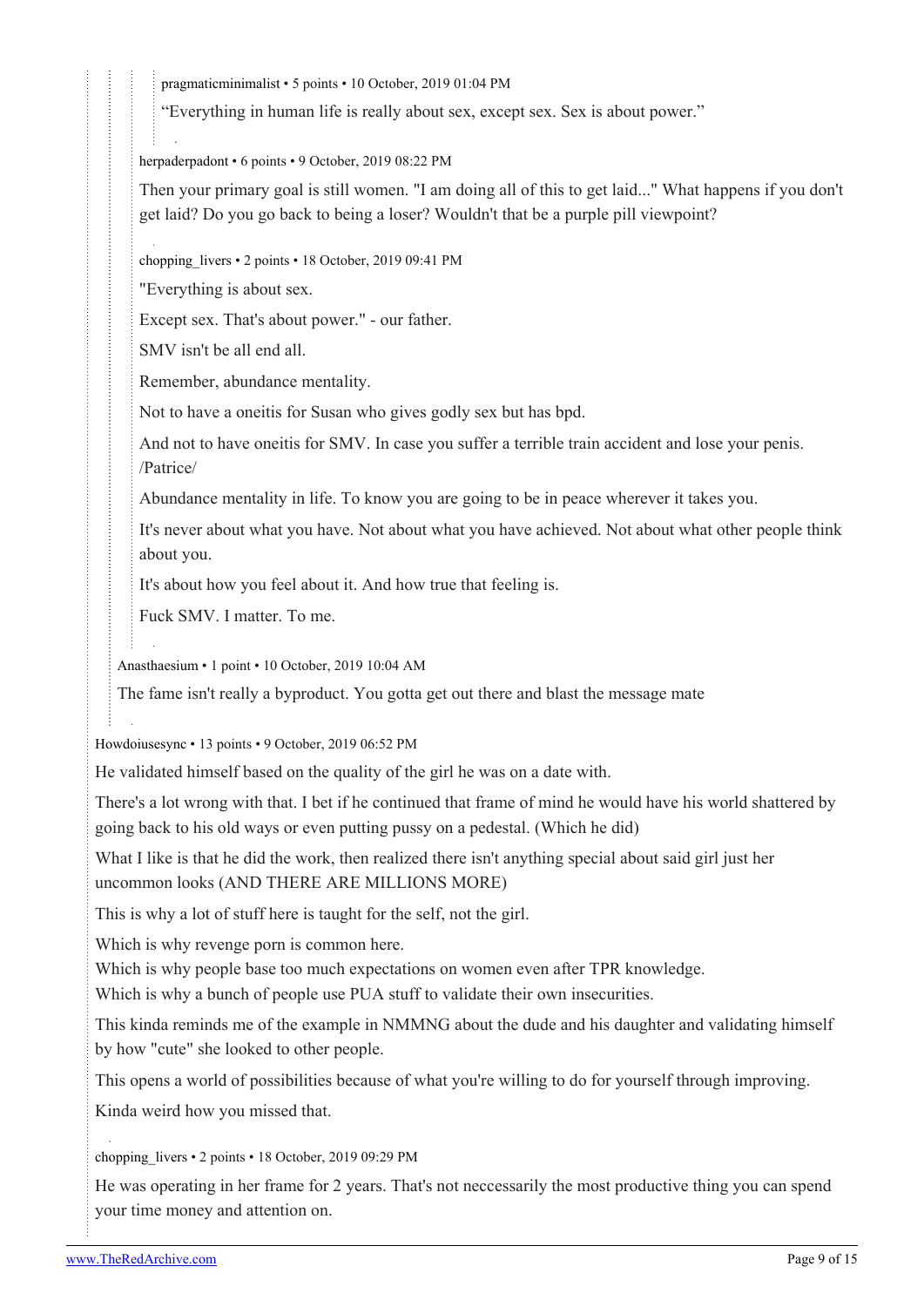pragmaticminimalist • 5 points • 10 October, 2019 01:04 PM

"Everything in human life is really about sex, except sex. Sex is about power."

herpaderpadont • 6 points • 9 October, 2019 08:22 PM

Then your primary goal is still women. "I am doing all of this to get laid..." What happens if you don't get laid? Do you go back to being a loser? Wouldn't that be a purple pill viewpoint?

chopping_livers • 2 points • 18 October, 2019 09:41 PM

"Everything is about sex.

Except sex. That's about power." - our father.

SMV isn't be all end all.

Remember, abundance mentality.

Not to have a oneitis for Susan who gives godly sex but has bpd.

And not to have oneitis for SMV. In case you suffer a terrible train accident and lose your penis. /Patrice/

Abundance mentality in life. To know you are going to be in peace wherever it takes you.

It's never about what you have. Not about what you have achieved. Not about what other people think about you.

It's about how you feel about it. And how true that feeling is.

Fuck SMV. I matter. To me.

Anasthaesium • 1 point • 10 October, 2019 10:04 AM

The fame isn't really a byproduct. You gotta get out there and blast the message mate

Howdoiusesync • 13 points • 9 October, 2019 06:52 PM

He validated himself based on the quality of the girl he was on a date with.

There's a lot wrong with that. I bet if he continued that frame of mind he would have his world shattered by going back to his old ways or even putting pussy on a pedestal. (Which he did)

What I like is that he did the work, then realized there isn't anything special about said girl just her uncommon looks (AND THERE ARE MILLIONS MORE)

This is why a lot of stuff here is taught for the self, not the girl.

Which is why revenge porn is common here.
Which is why people base too much expectations on women even after TPR knowledge.
Which is why a bunch of people use PUA stuff to validate their own insecurities.

This kinda reminds me of the example in NMMNG about the dude and his daughter and validating himself by how "cute" she looked to other people.

This opens a world of possibilities because of what you're willing to do for yourself through improving.

Kinda weird how you missed that.

chopping_livers • 2 points • 18 October, 2019 09:29 PM

He was operating in her frame for 2 years. That's not neccessarily the most productive thing you can spend your time money and attention on.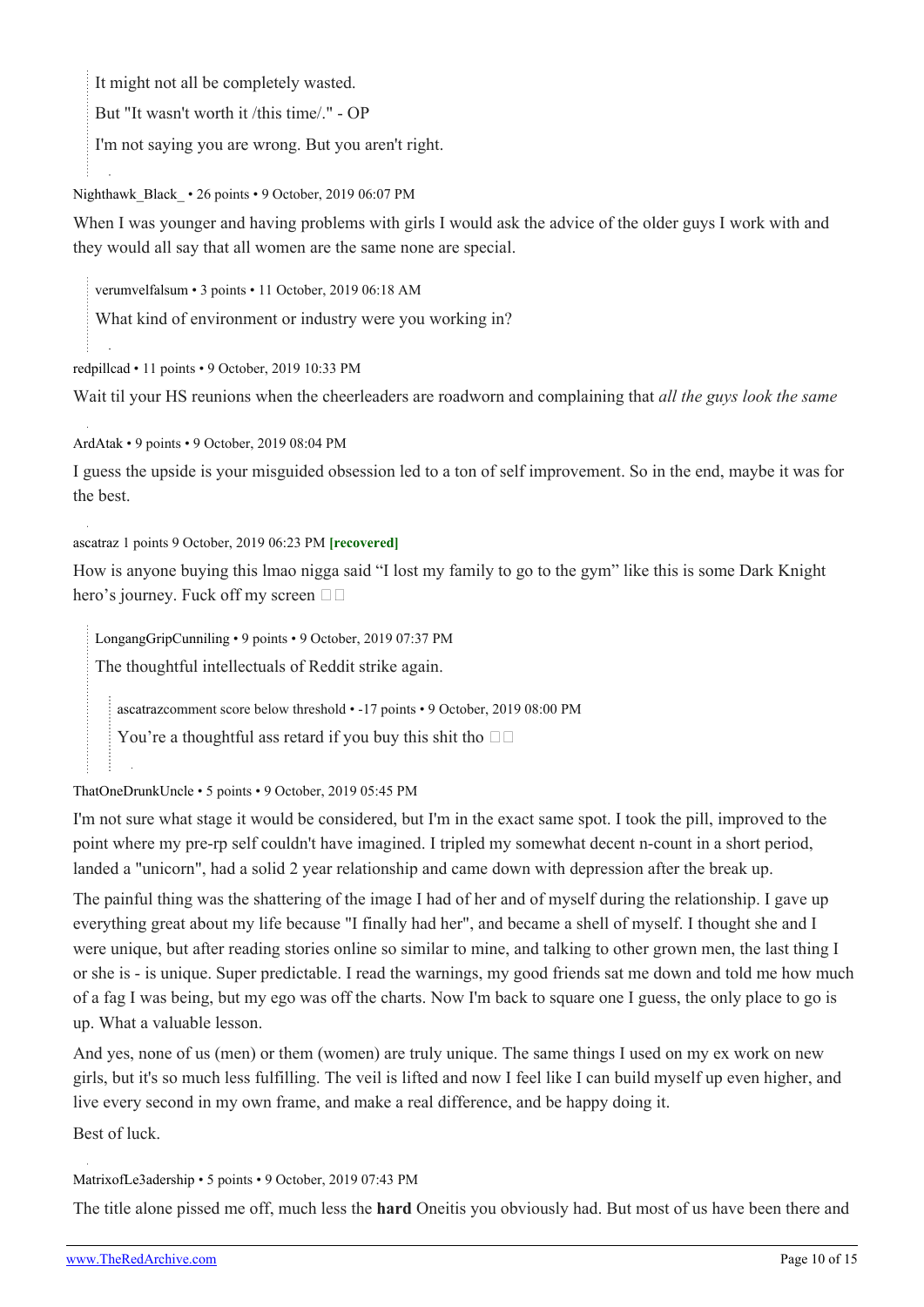> It might not all be completely wasted.
>
> But "It wasn't worth it /this time/." - OP
>
> I'm not saying you are wrong. But you aren't right.

Nighthawk_Black_ • 26 points • 9 October, 2019 06:07 PM

When I was younger and having problems with girls I would ask the advice of the older guys I work with and they would all say that all women are the same none are special.

> verumvelfalsum • 3 points • 11 October, 2019 06:18 AM
>
> What kind of environment or industry were you working in?

redpillcad • 11 points • 9 October, 2019 10:33 PM

Wait til your HS reunions when the cheerleaders are roadworn and complaining that *all the guys look the same*

ArdAtak • 9 points • 9 October, 2019 08:04 PM

I guess the upside is your misguided obsession led to a ton of self improvement. So in the end, maybe it was for the best.

ascatraz 1 points 9 October, 2019 06:23 PM **[recovered]**

How is anyone buying this lmao nigga said "I lost my family to go to the gym" like this is some Dark Knight hero's journey. Fuck off my screen □□

> LongangGripCunniling • 9 points • 9 October, 2019 07:37 PM
>
> The thoughtful intellectuals of Reddit strike again.
>
>> ascatrazcomment score below threshold • -17 points • 9 October, 2019 08:00 PM
>>
>> You're a thoughtful ass retard if you buy this shit tho □□

ThatOneDrunkUncle • 5 points • 9 October, 2019 05:45 PM

I'm not sure what stage it would be considered, but I'm in the exact same spot. I took the pill, improved to the point where my pre-rp self couldn't have imagined. I tripled my somewhat decent n-count in a short period, landed a "unicorn", had a solid 2 year relationship and came down with depression after the break up.

The painful thing was the shattering of the image I had of her and of myself during the relationship. I gave up everything great about my life because "I finally had her", and became a shell of myself. I thought she and I were unique, but after reading stories online so similar to mine, and talking to other grown men, the last thing I or she is - is unique. Super predictable. I read the warnings, my good friends sat me down and told me how much of a fag I was being, but my ego was off the charts. Now I'm back to square one I guess, the only place to go is up. What a valuable lesson.

And yes, none of us (men) or them (women) are truly unique. The same things I used on my ex work on new girls, but it's so much less fulfilling. The veil is lifted and now I feel like I can build myself up even higher, and live every second in my own frame, and make a real difference, and be happy doing it.

Best of luck.

MatrixofLe3adership • 5 points • 9 October, 2019 07:43 PM

The title alone pissed me off, much less the **hard** Oneitis you obviously had. But most of us have been there and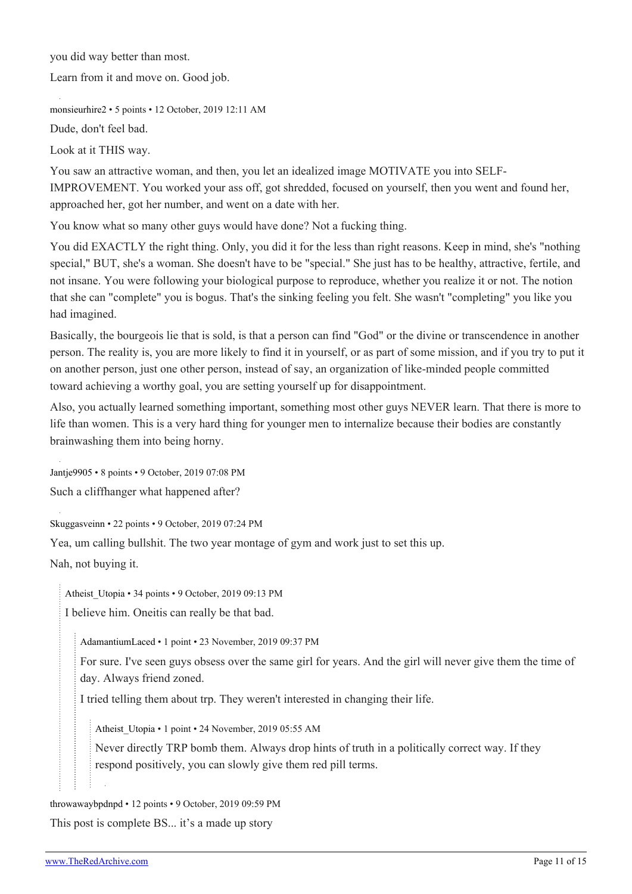you did way better than most.

Learn from it and move on. Good job.

monsieurhire2 • 5 points • 12 October, 2019 12:11 AM

Dude, don't feel bad.

Look at it THIS way.

You saw an attractive woman, and then, you let an idealized image MOTIVATE you into SELF-IMPROVEMENT. You worked your ass off, got shredded, focused on yourself, then you went and found her, approached her, got her number, and went on a date with her.

You know what so many other guys would have done? Not a fucking thing.

You did EXACTLY the right thing. Only, you did it for the less than right reasons. Keep in mind, she's "nothing special," BUT, she's a woman. She doesn't have to be "special." She just has to be healthy, attractive, fertile, and not insane. You were following your biological purpose to reproduce, whether you realize it or not. The notion that she can "complete" you is bogus. That's the sinking feeling you felt. She wasn't "completing" you like you had imagined.

Basically, the bourgeois lie that is sold, is that a person can find "God" or the divine or transcendence in another person. The reality is, you are more likely to find it in yourself, or as part of some mission, and if you try to put it on another person, just one other person, instead of say, an organization of like-minded people committed toward achieving a worthy goal, you are setting yourself up for disappointment.

Also, you actually learned something important, something most other guys NEVER learn. That there is more to life than women. This is a very hard thing for younger men to internalize because their bodies are constantly brainwashing them into being horny.

Jantje9905 • 8 points • 9 October, 2019 07:08 PM

Such a cliffhanger what happened after?

Skuggasveinn • 22 points • 9 October, 2019 07:24 PM

Yea, um calling bullshit. The two year montage of gym and work just to set this up.

Nah, not buying it.

> Atheist_Utopia • 34 points • 9 October, 2019 09:13 PM
>
> I believe him. Oneitis can really be that bad.
>
> > AdamantiumLaced • 1 point • 23 November, 2019 09:37 PM
> >
> > For sure. I've seen guys obsess over the same girl for years. And the girl will never give them the time of day. Always friend zoned.
> >
> > I tried telling them about trp. They weren't interested in changing their life.
> >
> > > Atheist_Utopia • 1 point • 24 November, 2019 05:55 AM
> > >
> > > Never directly TRP bomb them. Always drop hints of truth in a politically correct way. If they respond positively, you can slowly give them red pill terms.

throwawaybpdnpd • 12 points • 9 October, 2019 09:59 PM

This post is complete BS... it's a made up story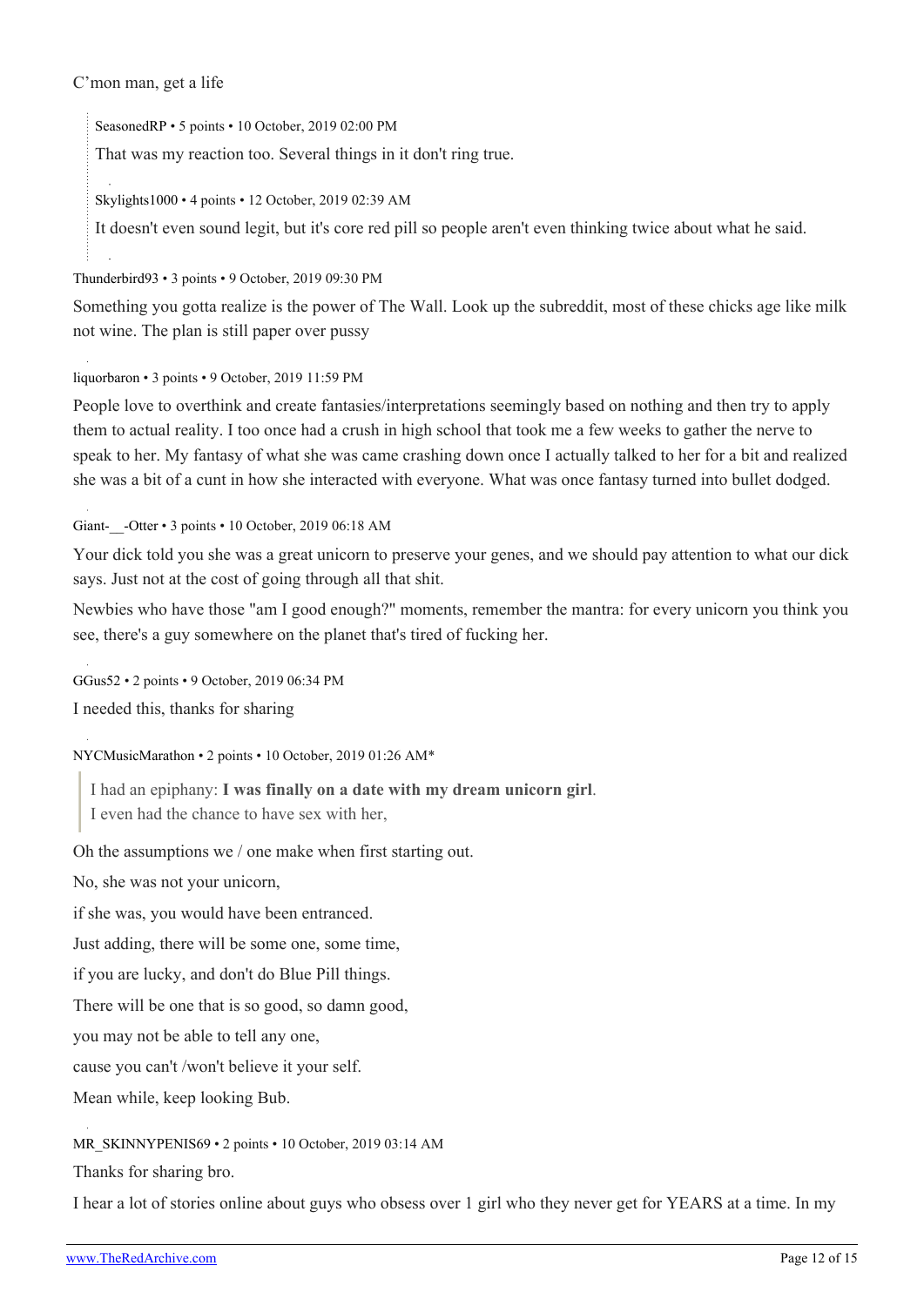C'mon man, get a life

> SeasonedRP • 5 points • 10 October, 2019 02:00 PM
>
> That was my reaction too. Several things in it don't ring true.
>
> Skylights1000 • 4 points • 12 October, 2019 02:39 AM
>
> It doesn't even sound legit, but it's core red pill so people aren't even thinking twice about what he said.

Thunderbird93 • 3 points • 9 October, 2019 09:30 PM

Something you gotta realize is the power of The Wall. Look up the subreddit, most of these chicks age like milk not wine. The plan is still paper over pussy

liquorbaron • 3 points • 9 October, 2019 11:59 PM

People love to overthink and create fantasies/interpretations seemingly based on nothing and then try to apply them to actual reality. I too once had a crush in high school that took me a few weeks to gather the nerve to speak to her. My fantasy of what she was came crashing down once I actually talked to her for a bit and realized she was a bit of a cunt in how she interacted with everyone. What was once fantasy turned into bullet dodged.

Giant-__-Otter • 3 points • 10 October, 2019 06:18 AM

Your dick told you she was a great unicorn to preserve your genes, and we should pay attention to what our dick says. Just not at the cost of going through all that shit.

Newbies who have those "am I good enough?" moments, remember the mantra: for every unicorn you think you see, there's a guy somewhere on the planet that's tired of fucking her.

GGus52 • 2 points • 9 October, 2019 06:34 PM

I needed this, thanks for sharing

NYCMusicMarathon • 2 points • 10 October, 2019 01:26 AM*

> I had an epiphany: **I was finally on a date with my dream unicorn girl**.
> I even had the chance to have sex with her,

Oh the assumptions we / one make when first starting out.

No, she was not your unicorn,

if she was, you would have been entranced.

Just adding, there will be some one, some time,

if you are lucky, and don't do Blue Pill things.

There will be one that is so good, so damn good,

you may not be able to tell any one,

cause you can't /won't believe it your self.

Mean while, keep looking Bub.

MR_SKINNYPENIS69 • 2 points • 10 October, 2019 03:14 AM

Thanks for sharing bro.

I hear a lot of stories online about guys who obsess over 1 girl who they never get for YEARS at a time. In my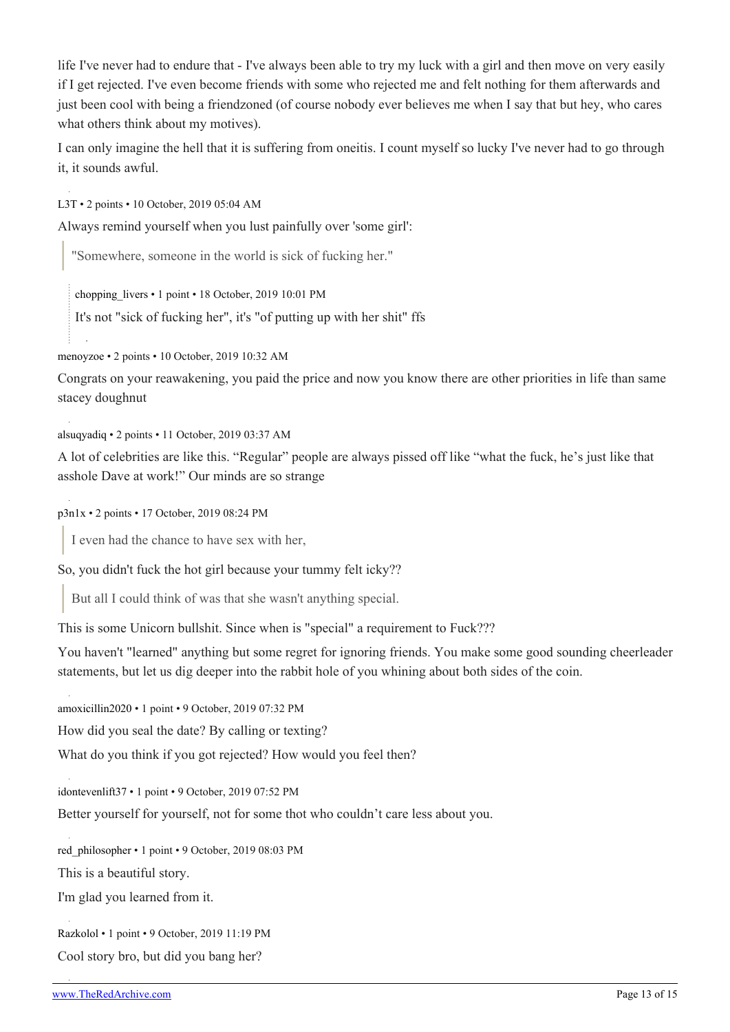life I've never had to endure that - I've always been able to try my luck with a girl and then move on very easily if I get rejected. I've even become friends with some who rejected me and felt nothing for them afterwards and just been cool with being a friendzoned (of course nobody ever believes me when I say that but hey, who cares what others think about my motives).

I can only imagine the hell that it is suffering from oneitis. I count myself so lucky I've never had to go through it, it sounds awful.

L3T • 2 points • 10 October, 2019 05:04 AM

Always remind yourself when you lust painfully over 'some girl':

> "Somewhere, someone in the world is sick of fucking her."

> chopping_livers • 1 point • 18 October, 2019 10:01 PM
>
> It's not "sick of fucking her", it's "of putting up with her shit" ffs

menoyzoe • 2 points • 10 October, 2019 10:32 AM

Congrats on your reawakening, you paid the price and now you know there are other priorities in life than same stacey doughnut

alsuqyadiq • 2 points • 11 October, 2019 03:37 AM

A lot of celebrities are like this. “Regular” people are always pissed off like “what the fuck, he’s just like that asshole Dave at work!” Our minds are so strange

p3n1x • 2 points • 17 October, 2019 08:24 PM

> I even had the chance to have sex with her,

So, you didn't fuck the hot girl because your tummy felt icky??

> But all I could think of was that she wasn't anything special.

This is some Unicorn bullshit. Since when is "special" a requirement to Fuck???

You haven't "learned" anything but some regret for ignoring friends. You make some good sounding cheerleader statements, but let us dig deeper into the rabbit hole of you whining about both sides of the coin.

amoxicillin2020 • 1 point • 9 October, 2019 07:32 PM

How did you seal the date? By calling or texting?

What do you think if you got rejected? How would you feel then?

idontevenlift37 • 1 point • 9 October, 2019 07:52 PM

Better yourself for yourself, not for some thot who couldn’t care less about you.

red_philosopher • 1 point • 9 October, 2019 08:03 PM

This is a beautiful story.

I'm glad you learned from it.

Razkolol • 1 point • 9 October, 2019 11:19 PM

Cool story bro, but did you bang her?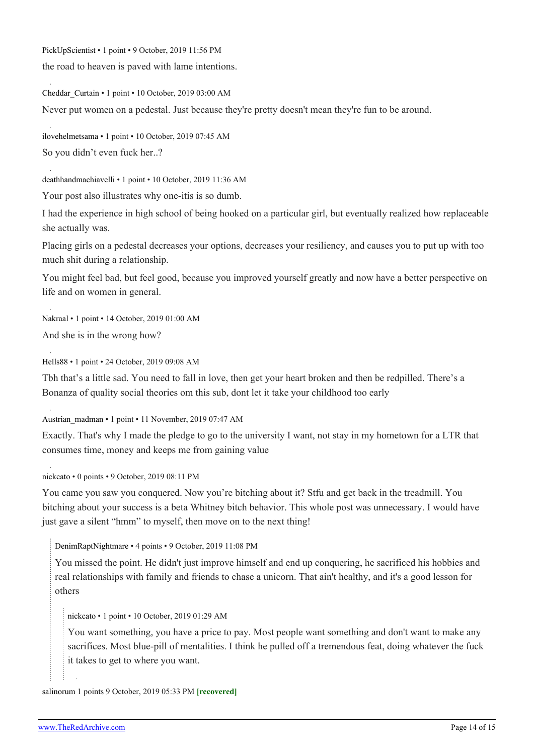PickUpScientist • 1 point • 9 October, 2019 11:56 PM

the road to heaven is paved with lame intentions.

Cheddar_Curtain • 1 point • 10 October, 2019 03:00 AM

Never put women on a pedestal. Just because they're pretty doesn't mean they're fun to be around.

ilovehelmetsama • 1 point • 10 October, 2019 07:45 AM

So you didn't even fuck her..?

deathhandmachiavelli • 1 point • 10 October, 2019 11:36 AM

Your post also illustrates why one-itis is so dumb.

I had the experience in high school of being hooked on a particular girl, but eventually realized how replaceable she actually was.

Placing girls on a pedestal decreases your options, decreases your resiliency, and causes you to put up with too much shit during a relationship.

You might feel bad, but feel good, because you improved yourself greatly and now have a better perspective on life and on women in general.

Nakraal • 1 point • 14 October, 2019 01:00 AM

And she is in the wrong how?

Hells88 • 1 point • 24 October, 2019 09:08 AM

Tbh that's a little sad. You need to fall in love, then get your heart broken and then be redpilled. There's a Bonanza of quality social theories om this sub, dont let it take your childhood too early

Austrian_madman • 1 point • 11 November, 2019 07:47 AM

Exactly. That's why I made the pledge to go to the university I want, not stay in my hometown for a LTR that consumes time, money and keeps me from gaining value

nickcato • 0 points • 9 October, 2019 08:11 PM

You came you saw you conquered. Now you're bitching about it? Stfu and get back in the treadmill. You bitching about your success is a beta Whitney bitch behavior. This whole post was unnecessary. I would have just gave a silent "hmm" to myself, then move on to the next thing!

> DenimRaptNightmare • 4 points • 9 October, 2019 11:08 PM
>
> You missed the point. He didn't just improve himself and end up conquering, he sacrificed his hobbies and real relationships with family and friends to chase a unicorn. That ain't healthy, and it's a good lesson for others
>
> > nickcato • 1 point • 10 October, 2019 01:29 AM
> >
> > You want something, you have a price to pay. Most people want something and don't want to make any sacrifices. Most blue-pill of mentalities. I think he pulled off a tremendous feat, doing whatever the fuck it takes to get to where you want.

salinorum 1 points 9 October, 2019 05:33 PM **[recovered]**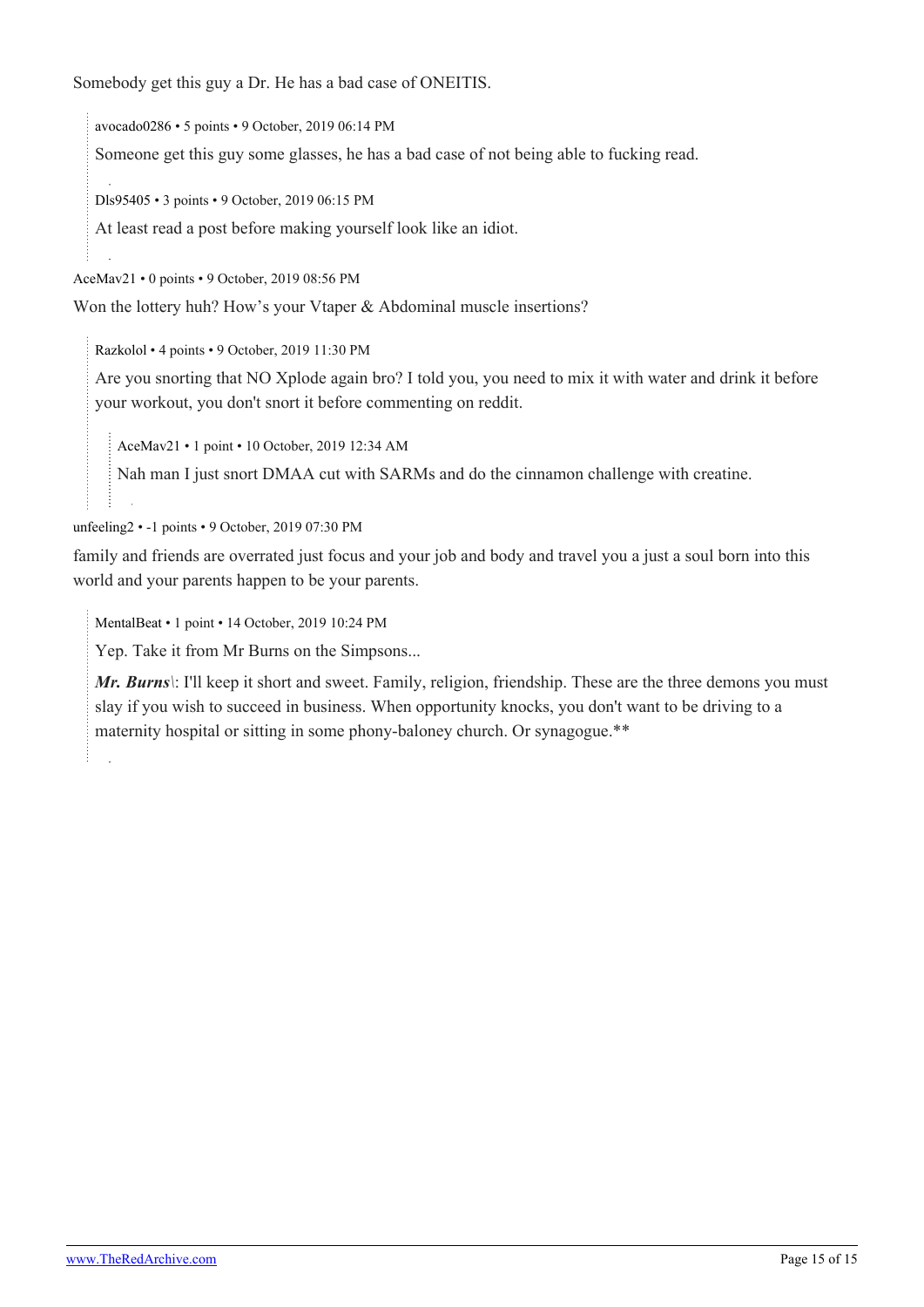Somebody get this guy a Dr. He has a bad case of ONEITIS.

> avocado0286 • 5 points • 9 October, 2019 06:14 PM
>
> Someone get this guy some glasses, he has a bad case of not being able to fucking read.

> Dls95405 • 3 points • 9 October, 2019 06:15 PM
>
> At least read a post before making yourself look like an idiot.

AceMav21 • 0 points • 9 October, 2019 08:56 PM

Won the lottery huh? How's your Vtaper & Abdominal muscle insertions?

> Razkolol • 4 points • 9 October, 2019 11:30 PM
>
> Are you snorting that NO Xplode again bro? I told you, you need to mix it with water and drink it before your workout, you don't snort it before commenting on reddit.
>
> > AceMav21 • 1 point • 10 October, 2019 12:34 AM
> >
> > Nah man I just snort DMAA cut with SARMs and do the cinnamon challenge with creatine.

unfeeling2 • -1 points • 9 October, 2019 07:30 PM

family and friends are overrated just focus and your job and body and travel you a just a soul born into this world and your parents happen to be your parents.

> MentalBeat • 1 point • 14 October, 2019 10:24 PM
>
> Yep. Take it from Mr Burns on the Simpsons...
>
> ***Mr. Burns***\: I'll keep it short and sweet. Family, religion, friendship. These are the three demons you must slay if you wish to succeed in business. When opportunity knocks, you don't want to be driving to a maternity hospital or sitting in some phony-baloney church. Or synagogue.**